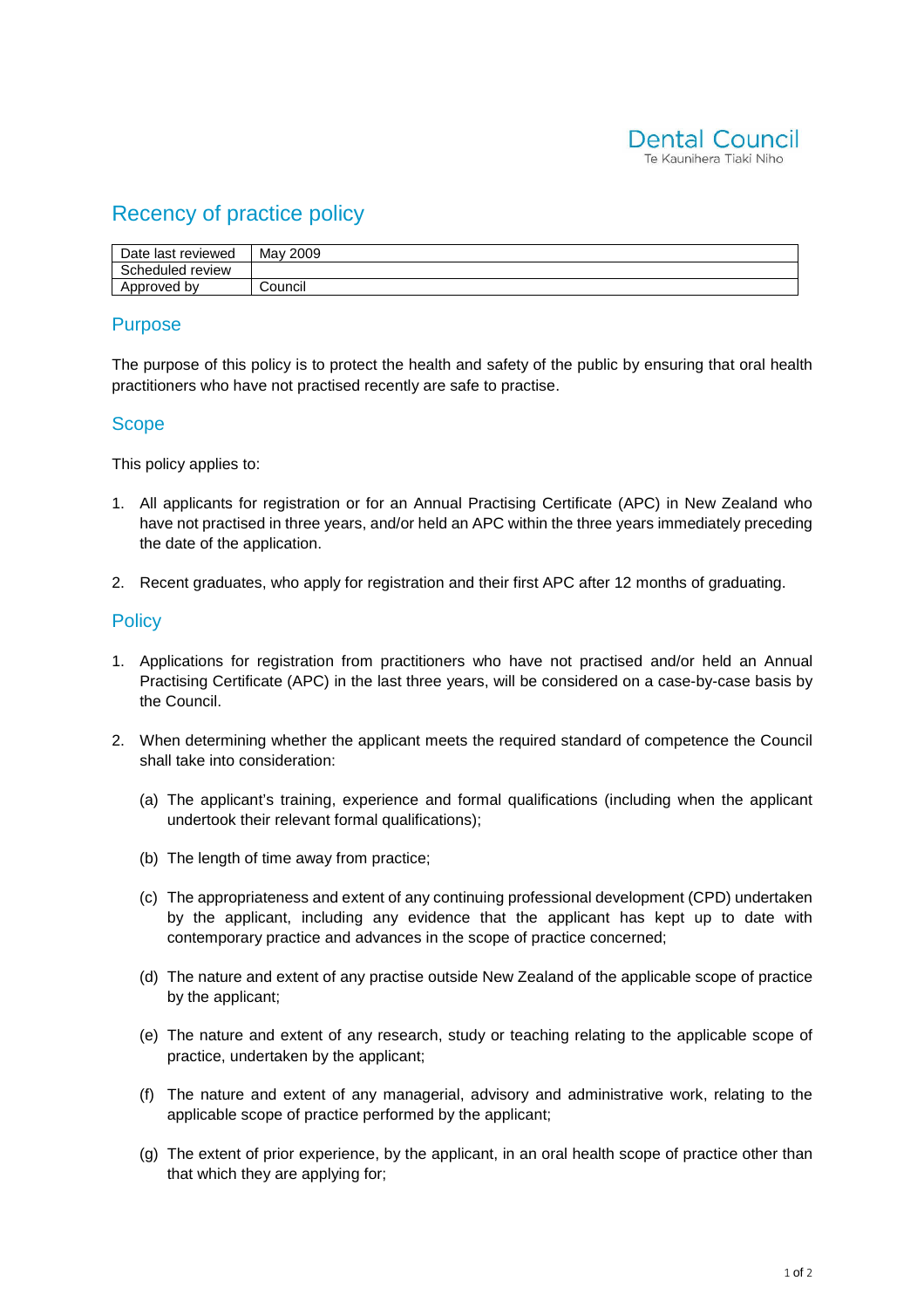Dental Council
Te Kaunihera Tiaki Niho

# Recency of practice policy

| Date last reviewed | May 2009 |
|---|---|
| Scheduled review | |
| Approved by | Council |

## Purpose

The purpose of this policy is to protect the health and safety of the public by ensuring that oral health practitioners who have not practised recently are safe to practise.

## Scope

This policy applies to:

1. All applicants for registration or for an Annual Practising Certificate (APC) in New Zealand who have not practised in three years, and/or held an APC within the three years immediately preceding the date of the application.

2. Recent graduates, who apply for registration and their first APC after 12 months of graduating.

## Policy

1. Applications for registration from practitioners who have not practised and/or held an Annual Practising Certificate (APC) in the last three years, will be considered on a case-by-case basis by the Council.

2. When determining whether the applicant meets the required standard of competence the Council shall take into consideration:

   (a) The applicant's training, experience and formal qualifications (including when the applicant undertook their relevant formal qualifications);

   (b) The length of time away from practice;

   (c) The appropriateness and extent of any continuing professional development (CPD) undertaken by the applicant, including any evidence that the applicant has kept up to date with contemporary practice and advances in the scope of practice concerned;

   (d) The nature and extent of any practise outside New Zealand of the applicable scope of practice by the applicant;

   (e) The nature and extent of any research, study or teaching relating to the applicable scope of practice, undertaken by the applicant;

   (f) The nature and extent of any managerial, advisory and administrative work, relating to the applicable scope of practice performed by the applicant;

   (g) The extent of prior experience, by the applicant, in an oral health scope of practice other than that which they are applying for;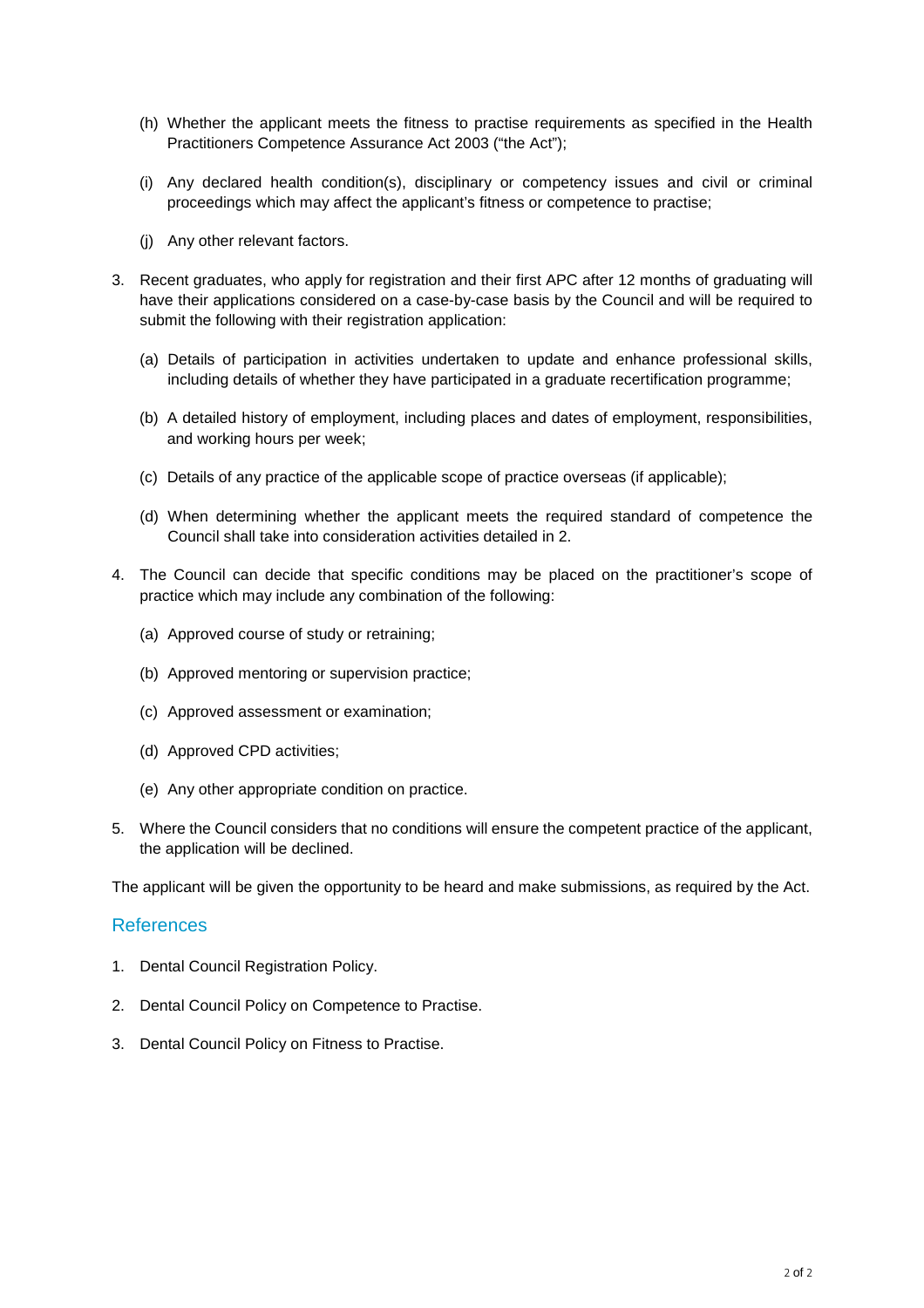(h) Whether the applicant meets the fitness to practise requirements as specified in the Health Practitioners Competence Assurance Act 2003 ("the Act");

(i) Any declared health condition(s), disciplinary or competency issues and civil or criminal proceedings which may affect the applicant's fitness or competence to practise;

(j) Any other relevant factors.

3. Recent graduates, who apply for registration and their first APC after 12 months of graduating will have their applications considered on a case-by-case basis by the Council and will be required to submit the following with their registration application:

   (a) Details of participation in activities undertaken to update and enhance professional skills, including details of whether they have participated in a graduate recertification programme;

   (b) A detailed history of employment, including places and dates of employment, responsibilities, and working hours per week;

   (c) Details of any practice of the applicable scope of practice overseas (if applicable);

   (d) When determining whether the applicant meets the required standard of competence the Council shall take into consideration activities detailed in 2.

4. The Council can decide that specific conditions may be placed on the practitioner's scope of practice which may include any combination of the following:

   (a) Approved course of study or retraining;

   (b) Approved mentoring or supervision practice;

   (c) Approved assessment or examination;

   (d) Approved CPD activities;

   (e) Any other appropriate condition on practice.

5. Where the Council considers that no conditions will ensure the competent practice of the applicant, the application will be declined.

The applicant will be given the opportunity to be heard and make submissions, as required by the Act.

## References

1. Dental Council Registration Policy.
2. Dental Council Policy on Competence to Practise.
3. Dental Council Policy on Fitness to Practise.